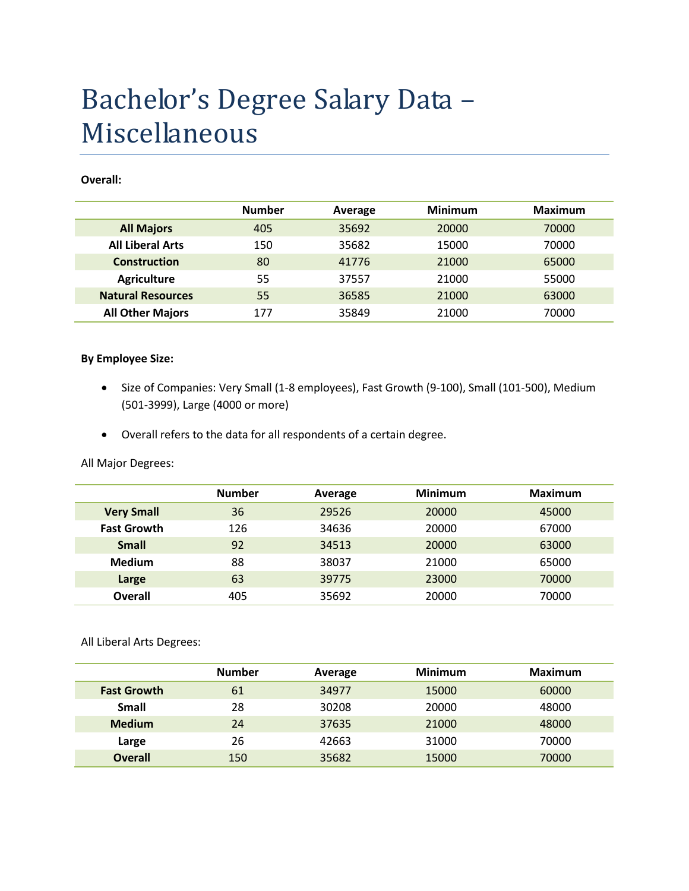# Bachelor's Degree Salary Data – Miscellaneous

**Overall:**

| | Number | Average | Minimum | Maximum |
|---|---|---|---|---|
| **All Majors** | 405 | 35692 | 20000 | 70000 |
| **All Liberal Arts** | 150 | 35682 | 15000 | 70000 |
| **Construction** | 80 | 41776 | 21000 | 65000 |
| **Agriculture** | 55 | 37557 | 21000 | 55000 |
| **Natural Resources** | 55 | 36585 | 21000 | 63000 |
| **All Other Majors** | 177 | 35849 | 21000 | 70000 |

**By Employee Size:**

- Size of Companies: Very Small (1-8 employees), Fast Growth (9-100), Small (101-500), Medium (501-3999), Large (4000 or more)
- Overall refers to the data for all respondents of a certain degree.

All Major Degrees:

| | Number | Average | Minimum | Maximum |
|---|---|---|---|---|
| **Very Small** | 36 | 29526 | 20000 | 45000 |
| **Fast Growth** | 126 | 34636 | 20000 | 67000 |
| **Small** | 92 | 34513 | 20000 | 63000 |
| **Medium** | 88 | 38037 | 21000 | 65000 |
| **Large** | 63 | 39775 | 23000 | 70000 |
| **Overall** | 405 | 35692 | 20000 | 70000 |

All Liberal Arts Degrees:

| | Number | Average | Minimum | Maximum |
|---|---|---|---|---|
| **Fast Growth** | 61 | 34977 | 15000 | 60000 |
| **Small** | 28 | 30208 | 20000 | 48000 |
| **Medium** | 24 | 37635 | 21000 | 48000 |
| **Large** | 26 | 42663 | 31000 | 70000 |
| **Overall** | 150 | 35682 | 15000 | 70000 |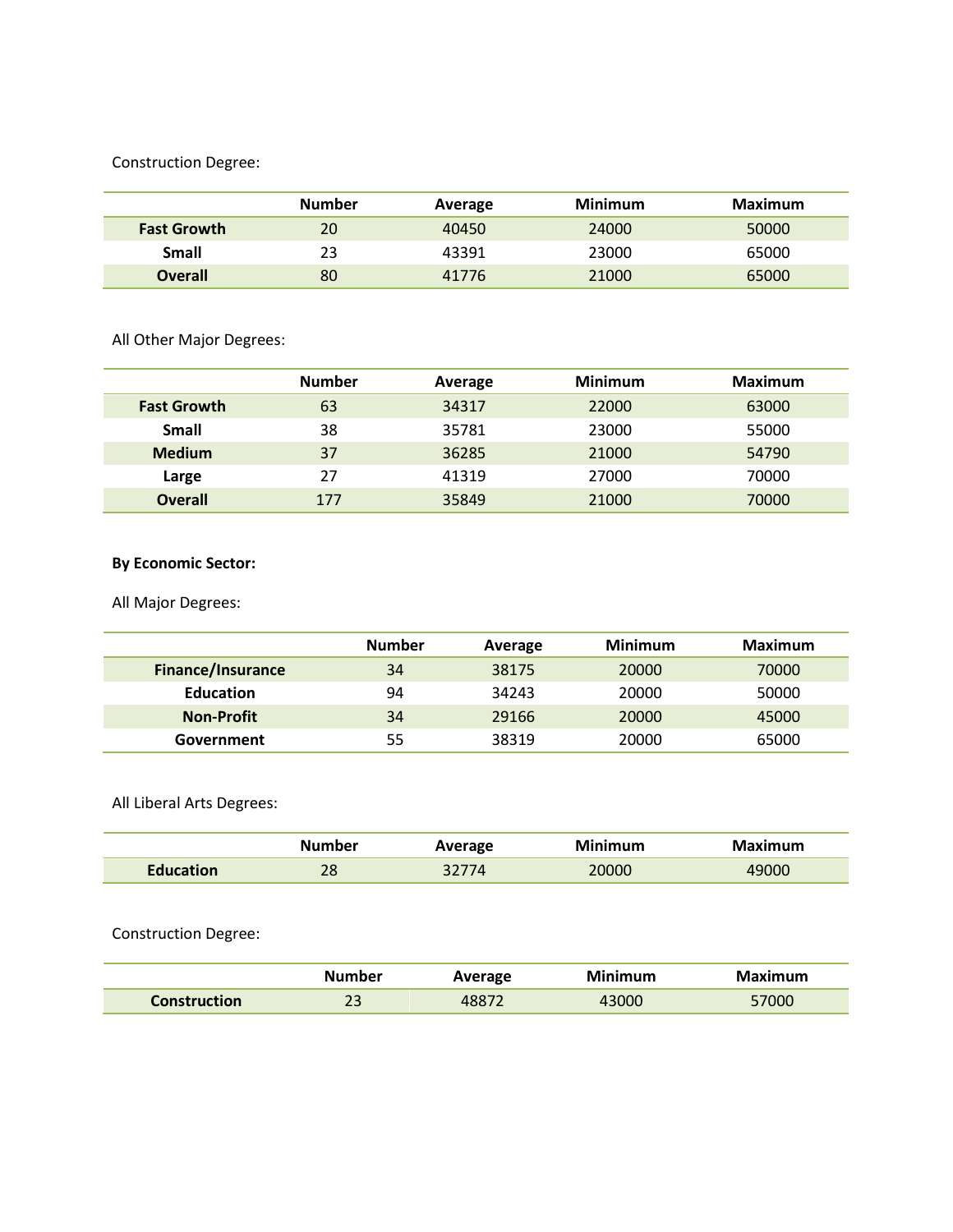Construction Degree:

| | Number | Average | Minimum | Maximum |
|---|---|---|---|---|
| **Fast Growth** | 20 | 40450 | 24000 | 50000 |
| **Small** | 23 | 43391 | 23000 | 65000 |
| **Overall** | 80 | 41776 | 21000 | 65000 |

All Other Major Degrees:

| | Number | Average | Minimum | Maximum |
|---|---|---|---|---|
| **Fast Growth** | 63 | 34317 | 22000 | 63000 |
| **Small** | 38 | 35781 | 23000 | 55000 |
| **Medium** | 37 | 36285 | 21000 | 54790 |
| **Large** | 27 | 41319 | 27000 | 70000 |
| **Overall** | 177 | 35849 | 21000 | 70000 |

**By Economic Sector:**

All Major Degrees:

| | Number | Average | Minimum | Maximum |
|---|---|---|---|---|
| **Finance/Insurance** | 34 | 38175 | 20000 | 70000 |
| **Education** | 94 | 34243 | 20000 | 50000 |
| **Non-Profit** | 34 | 29166 | 20000 | 45000 |
| **Government** | 55 | 38319 | 20000 | 65000 |

All Liberal Arts Degrees:

| | Number | Average | Minimum | Maximum |
|---|---|---|---|---|
| **Education** | 28 | 32774 | 20000 | 49000 |

Construction Degree:

| | Number | Average | Minimum | Maximum |
|---|---|---|---|---|
| **Construction** | 23 | 48872 | 43000 | 57000 |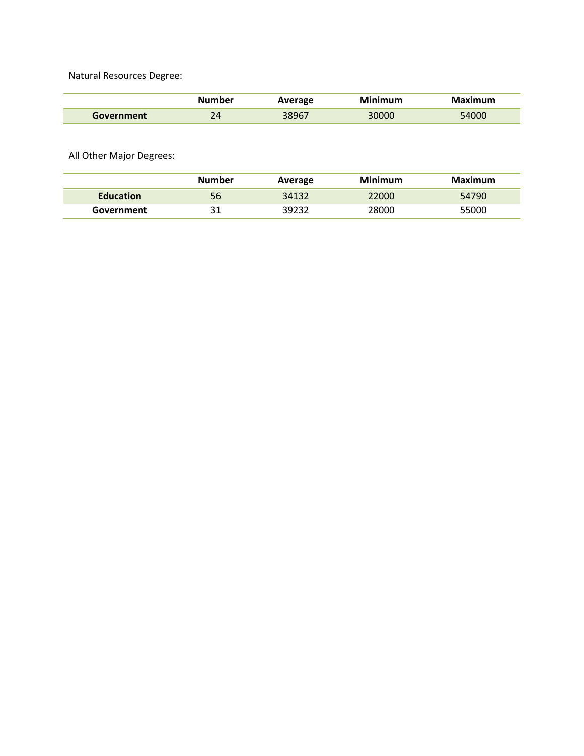Natural Resources Degree:

| | Number | Average | Minimum | Maximum |
|---|---|---|---|---|
| **Government** | 24 | 38967 | 30000 | 54000 |

All Other Major Degrees:

| | Number | Average | Minimum | Maximum |
|---|---|---|---|---|
| **Education** | 56 | 34132 | 22000 | 54790 |
| **Government** | 31 | 39232 | 28000 | 55000 |